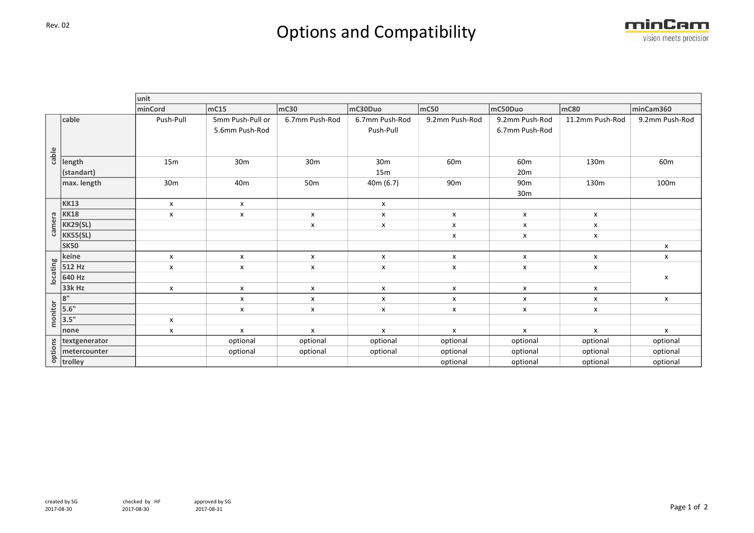Rev. 02

# Options and Compatibility

|  |  | unit | | | | | | | |
|---|---|---|---|---|---|---|---|---|---|
|  |  | minCord | mC15 | mC30 | mC30Duo | mC50 | mC50Duo | mC80 | minCam360 |
| cable | cable | Push-Pull | 5mm Push-Pull or 5.6mm Push-Rod | 6.7mm Push-Rod | 6.7mm Push-Rod Push-Pull | 9.2mm Push-Rod | 9.2mm Push-Rod 6.7mm Push-Rod | 11.2mm Push-Rod | 9.2mm Push-Rod |
|  | length (standart) | 15m | 30m | 30m | 30m 15m | 60m | 60m 20m | 130m | 60m |
|  | max. length | 30m | 40m | 50m | 40m (6.7) | 90m | 90m 30m | 130m | 100m |
| camera | KK13 | x | x |  | x |  |  |  |  |
|  | KK18 | x | x | x | x | x | x | x |  |
|  | KK29(SL) |  |  | x | x | x | x | x |  |
|  | KK55(SL) |  |  |  |  | x | x | x |  |
|  | SK50 |  |  |  |  |  |  |  | x |
| locating | keine | x | x | x | x | x | x | x | x |
|  | 512 Hz | x | x | x | x | x | x | x | x |
|  | 640 Hz |  |  |  |  |  |  |  |  |
|  | 33k Hz | x | x | x | x | x | x | x |  |
| monitor | 8" |  | x | x | x | x | x | x | x |
|  | 5.6" |  | x | x | x | x | x | x |  |
|  | 3.5" | x |  |  |  |  |  |  |  |
|  | none | x | x | x | x | x | x | x | x |
| options | textgenerator |  | optional | optional | optional | optional | optional | optional | optional |
|  | metercounter |  | optional | optional | optional | optional | optional | optional | optional |
|  | trolley |  |  |  |  | optional | optional | optional | optional |

created by SG 2017-08-30 checked by HF 2017-08-30 approved by SG 2017-08-31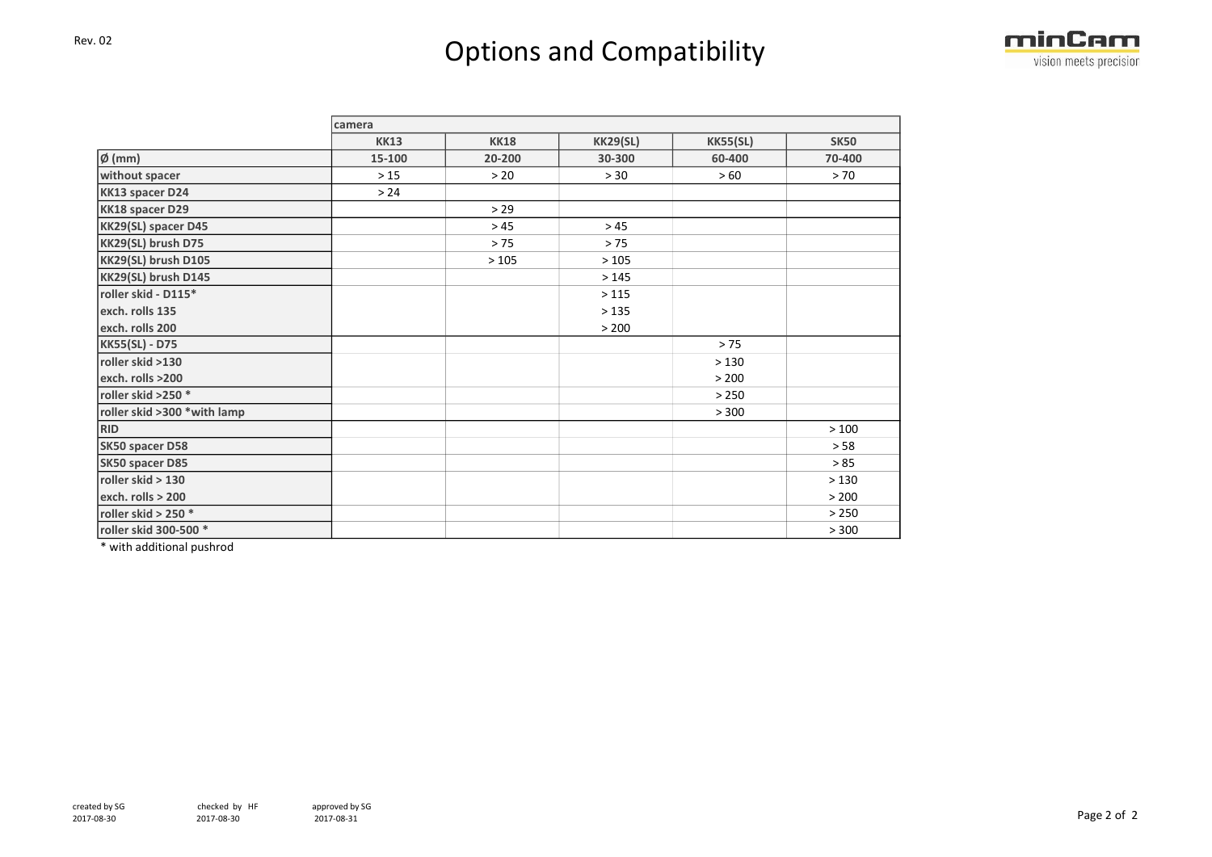Rev. 02

# Options and Compatibility

| | camera | | | | |
|---|---|---|---|---|---|
| | **KK13** | **KK18** | **KK29(SL)** | **KK55(SL)** | **SK50** |
| **Ø (mm)** | **15-100** | **20-200** | **30-300** | **60-400** | **70-400** |
| **without spacer** | > 15 | > 20 | > 30 | > 60 | > 70 |
| **KK13 spacer D24** | > 24 | | | | |
| **KK18 spacer D29** | | > 29 | | | |
| **KK29(SL) spacer D45** | | > 45 | > 45 | | |
| **KK29(SL) brush D75** | | > 75 | > 75 | | |
| **KK29(SL) brush D105** | | > 105 | > 105 | | |
| **KK29(SL) brush D145** | | | > 145 | | |
| **roller skid - D115*** | | | > 115 | | |
| **exch. rolls 135** | | | > 135 | | |
| **exch. rolls 200** | | | > 200 | | |
| **KK55(SL) - D75** | | | | > 75 | |
| **roller skid >130** | | | | > 130 | |
| **exch. rolls >200** | | | | > 200 | |
| **roller skid >250 *** | | | | > 250 | |
| **roller skid >300 *with lamp** | | | | > 300 | |
| **RID** | | | | | > 100 |
| **SK50 spacer D58** | | | | | > 58 |
| **SK50 spacer D85** | | | | | > 85 |
| **roller skid > 130** | | | | | > 130 |
| **exch. rolls > 200** | | | | | > 200 |
| **roller skid > 250 *** | | | | | > 250 |
| **roller skid 300-500 *** | | | | | > 300 |

* with additional pushrod

created by SG 2017-08-30 | checked by HF 2017-08-30 | approved by SG 2017-08-31